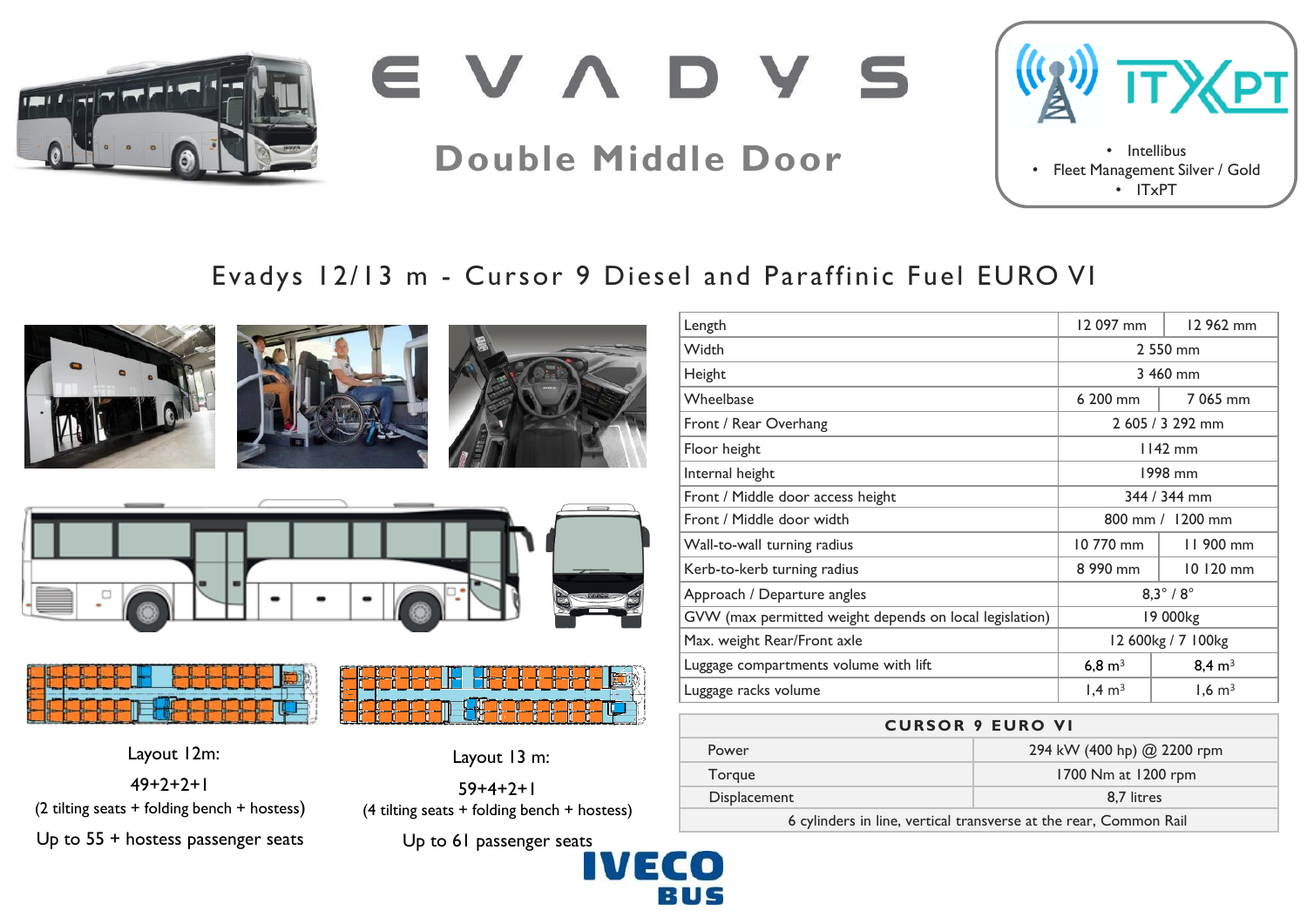# EVADYS

## Double Middle Door

- Intellibus
- Fleet Management Silver / Gold
- ITxPT

## Evadys 12/13 m - Cursor 9 Diesel and Paraffinic Fuel EURO VI

| | | |
|---|---|---|
| Length | 12 097 mm | 12 962 mm |
| Width | 2 550 mm | |
| Height | 3 460 mm | |
| Wheelbase | 6 200 mm | 7 065 mm |
| Front / Rear Overhang | 2 605 / 3 292 mm | |
| Floor height | 1142 mm | |
| Internal height | 1998 mm | |
| Front / Middle door access height | 344 / 344 mm | |
| Front / Middle door width | 800 mm / 1200 mm | |
| Wall-to-wall turning radius | 10 770 mm | 11 900 mm |
| Kerb-to-kerb turning radius | 8 990 mm | 10 120 mm |
| Approach / Departure angles | 8,3° / 8° | |
| GVW (max permitted weight depends on local legislation) | 19 000kg | |
| Max. weight Rear/Front axle | 12 600kg / 7 100kg | |
| Luggage compartments volume with lift | 6,8 $m^3$ | 8,4 $m^3$ |
| Luggage racks volume | 1,4 $m^3$ | 1,6 $m^3$ |

| CURSOR 9 EURO VI | |
|---|---|
| Power | 294 kW (400 hp) @ 2200 rpm |
| Torque | 1700 Nm at 1200 rpm |
| Displacement | 8,7 litres |
| 6 cylinders in line, vertical transverse at the rear, Common Rail | |

Layout 12m:

49+2+2+1

(2 tilting seats + folding bench + hostess)

Up to 55 + hostess passenger seats

Layout 13 m:

59+4+2+1

(4 tilting seats + folding bench + hostess)

Up to 61 passenger seats

IVECO BUS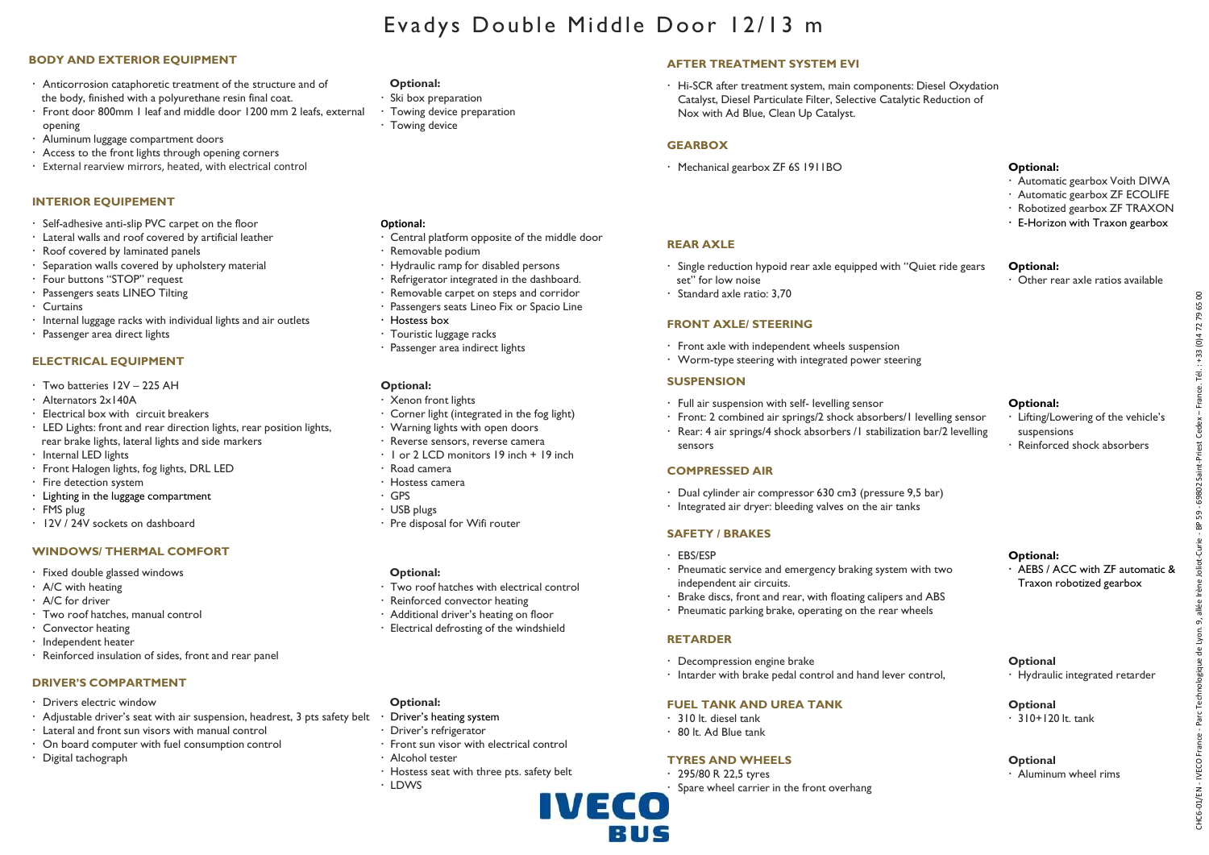# Evadys Double Middle Door 12/13 m

## BODY AND EXTERIOR EQUIPMENT

- Anticorrosion cataphoretic treatment of the structure and of the body, finished with a polyurethane resin final coat.
- Front door 800mm 1 leaf and middle door 1200 mm 2 leafs, external opening
- Aluminum luggage compartment doors
- Access to the front lights through opening corners
- External rearview mirrors, heated, with electrical control

**Optional:**

- Ski box preparation
- Towing device preparation
- Towing device

## INTERIOR EQUIPEMENT

- Self-adhesive anti-slip PVC carpet on the floor
- Lateral walls and roof covered by artificial leather
- Roof covered by laminated panels
- Separation walls covered by upholstery material
- Four buttons "STOP" request
- Passengers seats LINEO Tilting
- Curtains
- Internal luggage racks with individual lights and air outlets
- Passenger area direct lights

**Optional:**

- Central platform opposite of the middle door
- Removable podium
- Hydraulic ramp for disabled persons
- Refrigerator integrated in the dashboard.
- Removable carpet on steps and corridor
- Passengers seats Lineo Fix or Spacio Line
- Hostess box
- Touristic luggage racks
- Passenger area indirect lights

## ELECTRICAL EQUIPMENT

- Two batteries 12V – 225 AH
- Alternators 2x140A
- Electrical box with circuit breakers
- LED Lights: front and rear direction lights, rear position lights, rear brake lights, lateral lights and side markers
- Internal LED lights
- Front Halogen lights, fog lights, DRL LED
- Fire detection system
- Lighting in the luggage compartment
- FMS plug
- 12V / 24V sockets on dashboard

**Optional:**

- Xenon front lights
- Corner light (integrated in the fog light)
- Warning lights with open doors
- Reverse sensors, reverse camera
- 1 or 2 LCD monitors 19 inch + 19 inch
- Road camera
- Hostess camera
- GPS
- USB plugs
- Pre disposal for Wifi router

## WINDOWS/ THERMAL COMFORT

- Fixed double glassed windows
- A/C with heating
- A/C for driver
- Two roof hatches, manual control
- Convector heating
- Independent heater
- Reinforced insulation of sides, front and rear panel

**Optional:**

- Two roof hatches with electrical control
- Reinforced convector heating
- Additional driver's heating on floor
- Electrical defrosting of the windshield

## DRIVER'S COMPARTMENT

- Drivers electric window
- Adjustable driver's seat with air suspension, headrest, 3 pts safety belt
- Lateral and front sun visors with manual control
- On board computer with fuel consumption control
- Digital tachograph

**Optional:**

- Driver's heating system
- Driver's refrigerator
- Front sun visor with electrical control
- Alcohol tester
- Hostess seat with three pts. safety belt
- LDWS

## AFTER TREATMENT SYSTEM EVI

- Hi-SCR after treatment system, main components: Diesel Oxydation Catalyst, Diesel Particulate Filter, Selective Catalytic Reduction of Nox with Ad Blue, Clean Up Catalyst.

## GEARBOX

- Mechanical gearbox ZF 6S 1911BO

**Optional:**

- Automatic gearbox Voith DIWA
- Automatic gearbox ZF ECOLIFE
- Robotized gearbox ZF TRAXON
- E-Horizon with Traxon gearbox

## REAR AXLE

- Single reduction hypoid rear axle equipped with "Quiet ride gears set" for low noise
- Standard axle ratio: 3,70

**Optional:**

- Other rear axle ratios available

## FRONT AXLE/ STEERING

- Front axle with independent wheels suspension
- Worm-type steering with integrated power steering

## SUSPENSION

- Full air suspension with self- levelling sensor
- Front: 2 combined air springs/2 shock absorbers/1 levelling sensor
- Rear: 4 air springs/4 shock absorbers /1 stabilization bar/2 levelling sensors

**Optional:**

- Lifting/Lowering of the vehicle's suspensions
- Reinforced shock absorbers

## COMPRESSED AIR

- Dual cylinder air compressor 630 cm3 (pressure 9,5 bar)
- Integrated air dryer: bleeding valves on the air tanks

## SAFETY / BRAKES

- EBS/ESP
- Pneumatic service and emergency braking system with two independent air circuits.
- Brake discs, front and rear, with floating calipers and ABS
- Pneumatic parking brake, operating on the rear wheels

**Optional:**

- AEBS / ACC with ZF automatic & Traxon robotized gearbox

## RETARDER

- Decompression engine brake
- Intarder with brake pedal control and hand lever control,

**Optional**

- Hydraulic integrated retarder

## FUEL TANK AND UREA TANK

- 310 lt. diesel tank
- 80 lt. Ad Blue tank

**Optional**

- 310+120 lt. tank

## TYRES AND WHEELS

- 295/80 R 22,5 tyres
- Spare wheel carrier in the front overhang

**Optional**

- Aluminum wheel rims

IVECO BUS

CHC6-01/EN - IVECO France - Parc Technologique de Lyon 9, allée Irène Joliot-Curie - BP 59 - 69802 Saint-Priest Cedex – France. Tél. : +33 (0)4 72 79 65 00